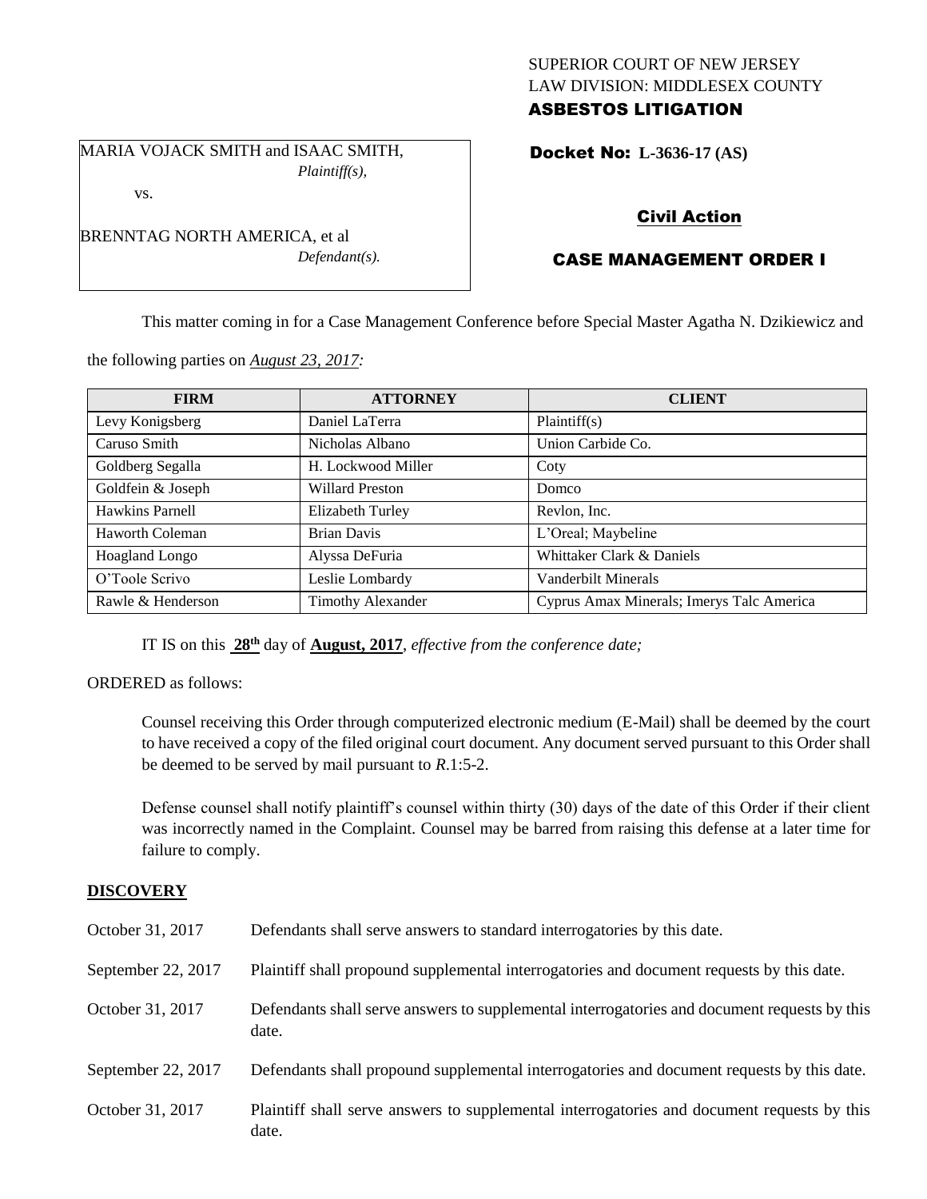SUPERIOR COURT OF NEW JERSEY
LAW DIVISION: MIDDLESEX COUNTY
**ASBESTOS LITIGATION**

MARIA VOJACK SMITH and ISAAC SMITH,
*Plaintiff(s),*

vs.

BRENNTAG NORTH AMERICA, et al
*Defendant(s).*

**Docket No: L-3636-17 (AS)**

**Civil Action**

**CASE MANAGEMENT ORDER I**

This matter coming in for a Case Management Conference before Special Master Agatha N. Dzikiewicz and the following parties on *August 23, 2017:*

| FIRM | ATTORNEY | CLIENT |
| --- | --- | --- |
| Levy Konigsberg | Daniel LaTerra | Plaintiff(s) |
| Caruso Smith | Nicholas Albano | Union Carbide Co. |
| Goldberg Segalla | H. Lockwood Miller | Coty |
| Goldfein & Joseph | Willard Preston | Domco |
| Hawkins Parnell | Elizabeth Turley | Revlon, Inc. |
| Haworth Coleman | Brian Davis | L'Oreal; Maybeline |
| Hoagland Longo | Alyssa DeFuria | Whittaker Clark & Daniels |
| O'Toole Scrivo | Leslie Lombardy | Vanderbilt Minerals |
| Rawle & Henderson | Timothy Alexander | Cyprus Amax Minerals; Imerys Talc America |

IT IS on this **28th** day of **August, 2017**, *effective from the conference date;*

ORDERED as follows:

Counsel receiving this Order through computerized electronic medium (E-Mail) shall be deemed by the court to have received a copy of the filed original court document. Any document served pursuant to this Order shall be deemed to be served by mail pursuant to *R*.1:5-2.

Defense counsel shall notify plaintiff's counsel within thirty (30) days of the date of this Order if their client was incorrectly named in the Complaint. Counsel may be barred from raising this defense at a later time for failure to comply.

## DISCOVERY

| | |
| --- | --- |
| October 31, 2017 | Defendants shall serve answers to standard interrogatories by this date. |
| September 22, 2017 | Plaintiff shall propound supplemental interrogatories and document requests by this date. |
| October 31, 2017 | Defendants shall serve answers to supplemental interrogatories and document requests by this date. |
| September 22, 2017 | Defendants shall propound supplemental interrogatories and document requests by this date. |
| October 31, 2017 | Plaintiff shall serve answers to supplemental interrogatories and document requests by this date. |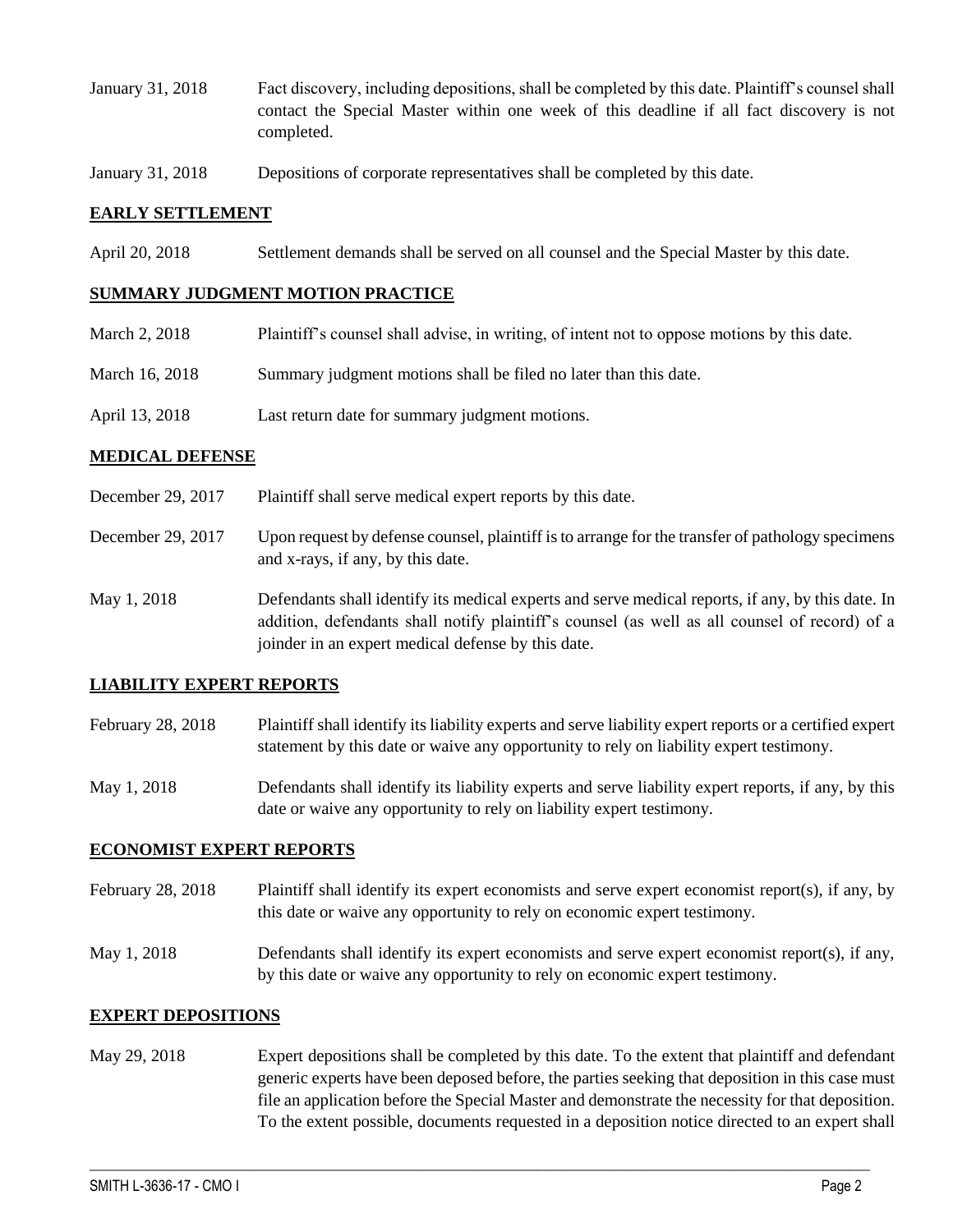January 31, 2018 Fact discovery, including depositions, shall be completed by this date. Plaintiff's counsel shall contact the Special Master within one week of this deadline if all fact discovery is not completed.

January 31, 2018 Depositions of corporate representatives shall be completed by this date.

## EARLY SETTLEMENT

April 20, 2018 Settlement demands shall be served on all counsel and the Special Master by this date.

## SUMMARY JUDGMENT MOTION PRACTICE

March 2, 2018 Plaintiff's counsel shall advise, in writing, of intent not to oppose motions by this date.

March 16, 2018 Summary judgment motions shall be filed no later than this date.

April 13, 2018 Last return date for summary judgment motions.

## MEDICAL DEFENSE

December 29, 2017 Plaintiff shall serve medical expert reports by this date.

December 29, 2017 Upon request by defense counsel, plaintiff is to arrange for the transfer of pathology specimens and x-rays, if any, by this date.

May 1, 2018 Defendants shall identify its medical experts and serve medical reports, if any, by this date. In addition, defendants shall notify plaintiff's counsel (as well as all counsel of record) of a joinder in an expert medical defense by this date.

## LIABILITY EXPERT REPORTS

February 28, 2018 Plaintiff shall identify its liability experts and serve liability expert reports or a certified expert statement by this date or waive any opportunity to rely on liability expert testimony.

May 1, 2018 Defendants shall identify its liability experts and serve liability expert reports, if any, by this date or waive any opportunity to rely on liability expert testimony.

## ECONOMIST EXPERT REPORTS

February 28, 2018 Plaintiff shall identify its expert economists and serve expert economist report(s), if any, by this date or waive any opportunity to rely on economic expert testimony.

May 1, 2018 Defendants shall identify its expert economists and serve expert economist report(s), if any, by this date or waive any opportunity to rely on economic expert testimony.

## EXPERT DEPOSITIONS

May 29, 2018 Expert depositions shall be completed by this date. To the extent that plaintiff and defendant generic experts have been deposed before, the parties seeking that deposition in this case must file an application before the Special Master and demonstrate the necessity for that deposition. To the extent possible, documents requested in a deposition notice directed to an expert shall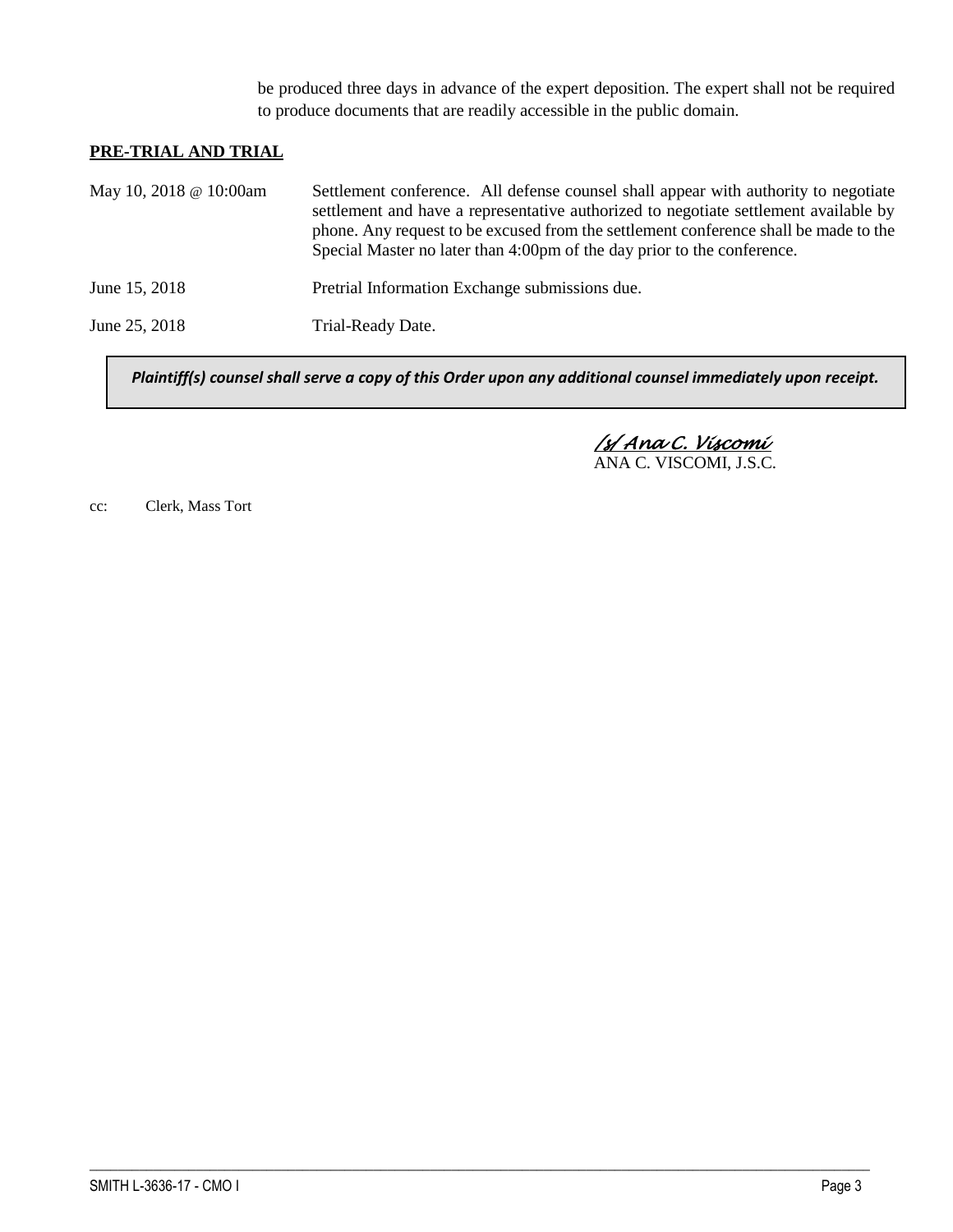be produced three days in advance of the expert deposition. The expert shall not be required to produce documents that are readily accessible in the public domain.

**PRE-TRIAL AND TRIAL**

| | |
|---|---|
| May 10, 2018 @ 10:00am | Settlement conference. All defense counsel shall appear with authority to negotiate settlement and have a representative authorized to negotiate settlement available by phone. Any request to be excused from the settlement conference shall be made to the Special Master no later than 4:00pm of the day prior to the conference. |
| June 15, 2018 | Pretrial Information Exchange submissions due. |
| June 25, 2018 | Trial-Ready Date. |

***Plaintiff(s) counsel shall serve a copy of this Order upon any additional counsel immediately upon receipt.***

/s/ Ana C. Viscomi
ANA C. VISCOMI, J.S.C.

cc: Clerk, Mass Tort